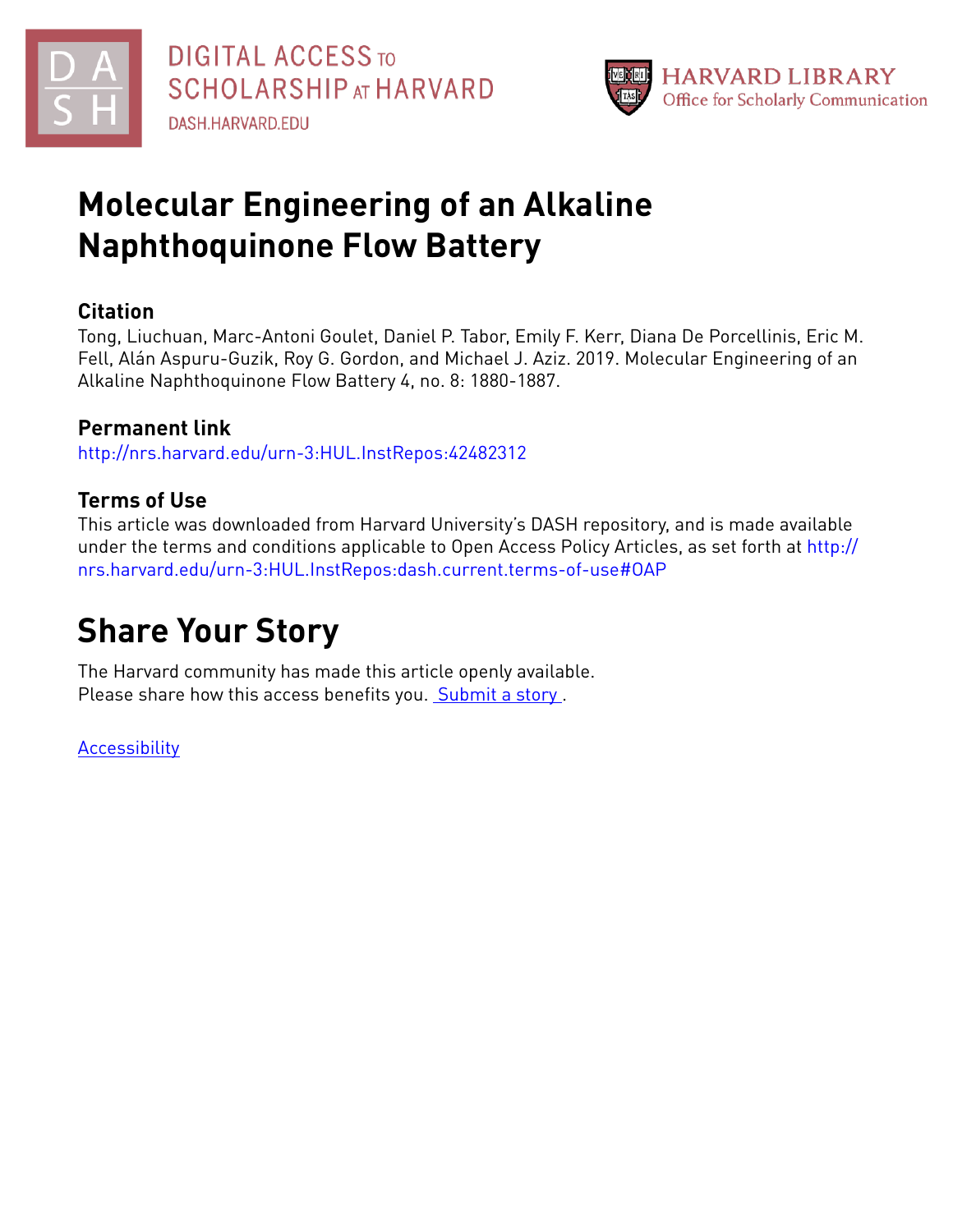DIGITAL ACCESS TO SCHOLARSHIP AT HARVARD

DASH.HARVARD.EDU

HARVARD LIBRARY
Office for Scholarly Communication

# Molecular Engineering of an Alkaline Naphthoquinone Flow Battery

## Citation

Tong, Liuchuan, Marc-Antoni Goulet, Daniel P. Tabor, Emily F. Kerr, Diana De Porcellinis, Eric M. Fell, Alán Aspuru-Guzik, Roy G. Gordon, and Michael J. Aziz. 2019. Molecular Engineering of an Alkaline Naphthoquinone Flow Battery 4, no. 8: 1880-1887.

## Permanent link

http://nrs.harvard.edu/urn-3:HUL.InstRepos:42482312

## Terms of Use

This article was downloaded from Harvard University's DASH repository, and is made available under the terms and conditions applicable to Open Access Policy Articles, as set forth at http://nrs.harvard.edu/urn-3:HUL.InstRepos:dash.current.terms-of-use#OAP

# Share Your Story

The Harvard community has made this article openly available.
Please share how this access benefits you. Submit a story .

Accessibility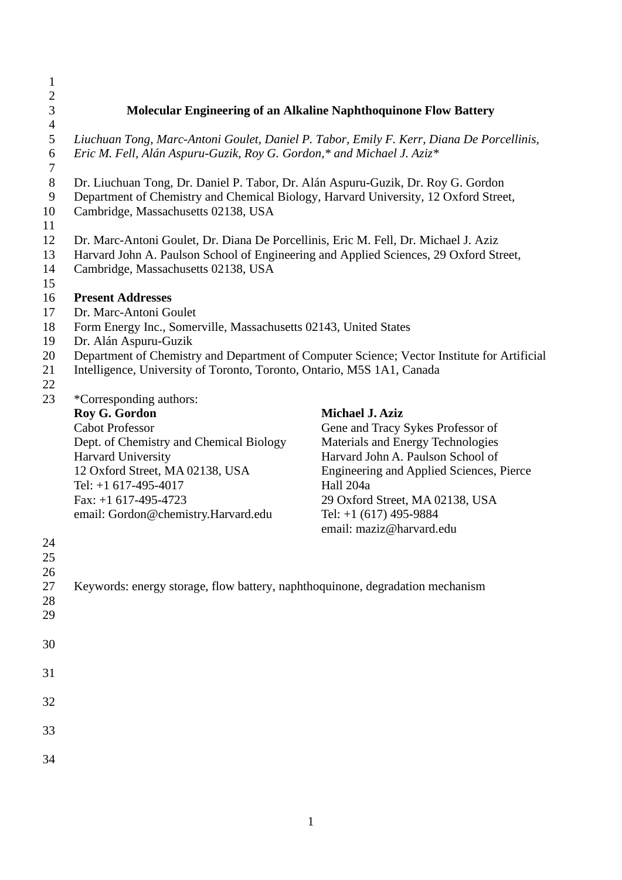# Molecular Engineering of an Alkaline Naphthoquinone Flow Battery

*Liuchuan Tong, Marc-Antoni Goulet, Daniel P. Tabor, Emily F. Kerr, Diana De Porcellinis, Eric M. Fell, Alán Aspuru-Guzik, Roy G. Gordon,* and Michael J. Aziz**

Dr. Liuchuan Tong, Dr. Daniel P. Tabor, Dr. Alán Aspuru-Guzik, Dr. Roy G. Gordon
Department of Chemistry and Chemical Biology, Harvard University, 12 Oxford Street, Cambridge, Massachusetts 02138, USA

Dr. Marc-Antoni Goulet, Dr. Diana De Porcellinis, Eric M. Fell, Dr. Michael J. Aziz
Harvard John A. Paulson School of Engineering and Applied Sciences, 29 Oxford Street, Cambridge, Massachusetts 02138, USA

**Present Addresses**

Dr. Marc-Antoni Goulet
Form Energy Inc., Somerville, Massachusetts 02143, United States
Dr. Alán Aspuru-Guzik
Department of Chemistry and Department of Computer Science; Vector Institute for Artificial Intelligence, University of Toronto, Toronto, Ontario, M5S 1A1, Canada

*Corresponding authors:

**Roy G. Gordon**
Cabot Professor
Dept. of Chemistry and Chemical Biology
Harvard University
12 Oxford Street, MA 02138, USA
Tel: +1 617-495-4017
Fax: +1 617-495-4723
email: Gordon@chemistry.Harvard.edu

**Michael J. Aziz**
Gene and Tracy Sykes Professor of Materials and Energy Technologies
Harvard John A. Paulson School of Engineering and Applied Sciences, Pierce Hall 204a
29 Oxford Street, MA 02138, USA
Tel: +1 (617) 495-9884
email: maziz@harvard.edu

Keywords: energy storage, flow battery, naphthoquinone, degradation mechanism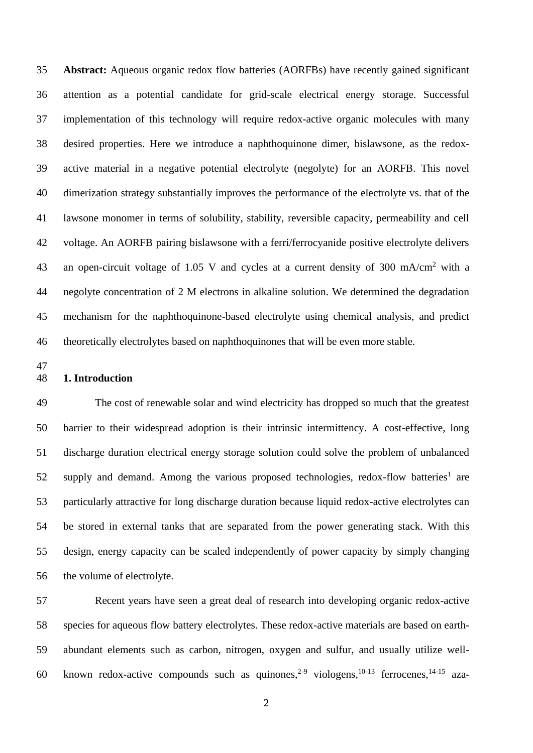**Abstract:** Aqueous organic redox flow batteries (AORFBs) have recently gained significant attention as a potential candidate for grid-scale electrical energy storage. Successful implementation of this technology will require redox-active organic molecules with many desired properties. Here we introduce a naphthoquinone dimer, bislawsone, as the redox-active material in a negative potential electrolyte (negolyte) for an AORFB. This novel dimerization strategy substantially improves the performance of the electrolyte vs. that of the lawsone monomer in terms of solubility, stability, reversible capacity, permeability and cell voltage. An AORFB pairing bislawsone with a ferri/ferrocyanide positive electrolyte delivers an open-circuit voltage of 1.05 V and cycles at a current density of 300 mA/cm$^2$ with a negolyte concentration of 2 M electrons in alkaline solution. We determined the degradation mechanism for the naphthoquinone-based electrolyte using chemical analysis, and predict theoretically electrolytes based on naphthoquinones that will be even more stable.

## 1. Introduction

The cost of renewable solar and wind electricity has dropped so much that the greatest barrier to their widespread adoption is their intrinsic intermittency. A cost-effective, long discharge duration electrical energy storage solution could solve the problem of unbalanced supply and demand. Among the various proposed technologies, redox-flow batteries[1] are particularly attractive for long discharge duration because liquid redox-active electrolytes can be stored in external tanks that are separated from the power generating stack. With this design, energy capacity can be scaled independently of power capacity by simply changing the volume of electrolyte.

Recent years have seen a great deal of research into developing organic redox-active species for aqueous flow battery electrolytes. These redox-active materials are based on earth-abundant elements such as carbon, nitrogen, oxygen and sulfur, and usually utilize well-known redox-active compounds such as quinones,[2-9] viologens,[10-13] ferrocenes,[14-15] aza-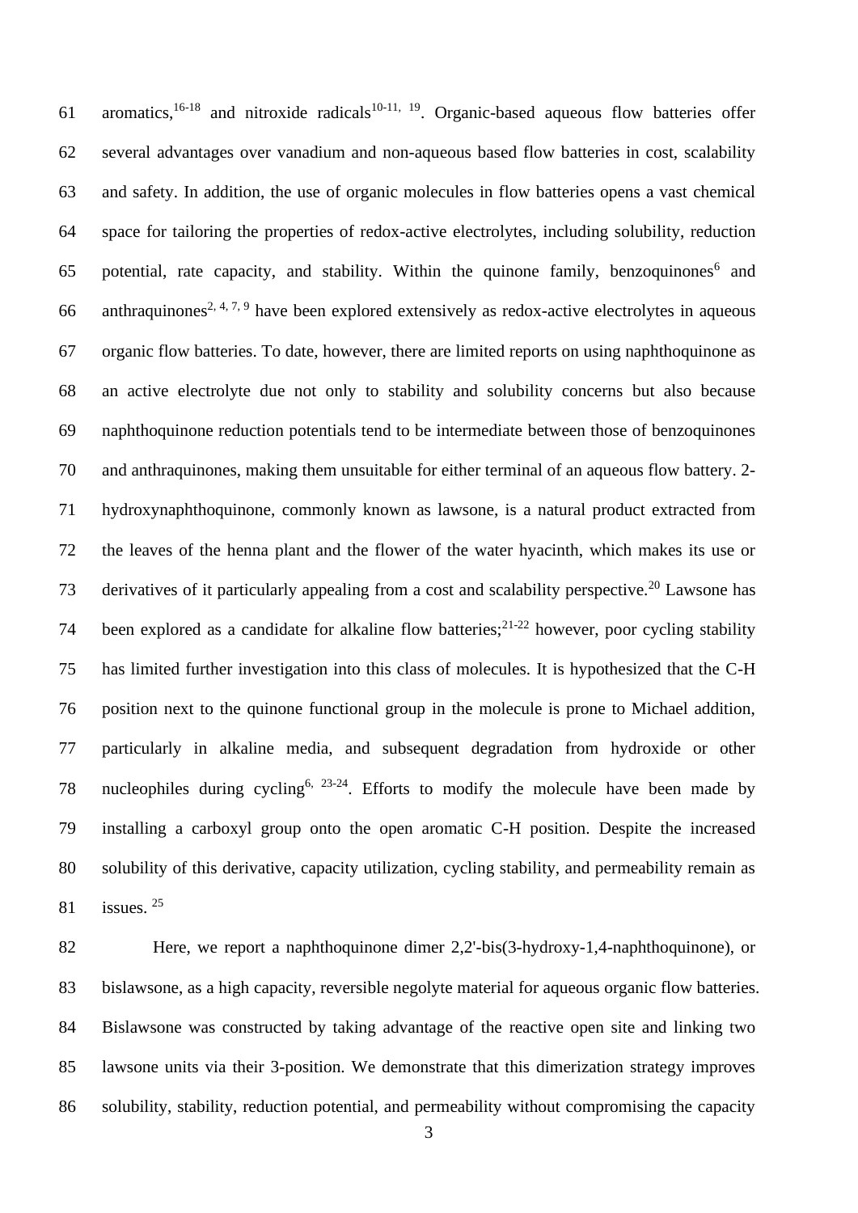aromatics,[16-18] and nitroxide radicals[10-11, 19]. Organic-based aqueous flow batteries offer several advantages over vanadium and non-aqueous based flow batteries in cost, scalability and safety. In addition, the use of organic molecules in flow batteries opens a vast chemical space for tailoring the properties of redox-active electrolytes, including solubility, reduction potential, rate capacity, and stability. Within the quinone family, benzoquinones[6] and anthraquinones[2, 4, 7, 9] have been explored extensively as redox-active electrolytes in aqueous organic flow batteries. To date, however, there are limited reports on using naphthoquinone as an active electrolyte due not only to stability and solubility concerns but also because naphthoquinone reduction potentials tend to be intermediate between those of benzoquinones and anthraquinones, making them unsuitable for either terminal of an aqueous flow battery. 2-hydroxynaphthoquinone, commonly known as lawsone, is a natural product extracted from the leaves of the henna plant and the flower of the water hyacinth, which makes its use or derivatives of it particularly appealing from a cost and scalability perspective.[20] Lawsone has been explored as a candidate for alkaline flow batteries;[21-22] however, poor cycling stability has limited further investigation into this class of molecules. It is hypothesized that the C-H position next to the quinone functional group in the molecule is prone to Michael addition, particularly in alkaline media, and subsequent degradation from hydroxide or other nucleophiles during cycling[6, 23-24]. Efforts to modify the molecule have been made by installing a carboxyl group onto the open aromatic C-H position. Despite the increased solubility of this derivative, capacity utilization, cycling stability, and permeability remain as issues. [25]

Here, we report a naphthoquinone dimer 2,2'-bis(3-hydroxy-1,4-naphthoquinone), or bislawsone, as a high capacity, reversible negolyte material for aqueous organic flow batteries. Bislawsone was constructed by taking advantage of the reactive open site and linking two lawsone units via their 3-position. We demonstrate that this dimerization strategy improves solubility, stability, reduction potential, and permeability without compromising the capacity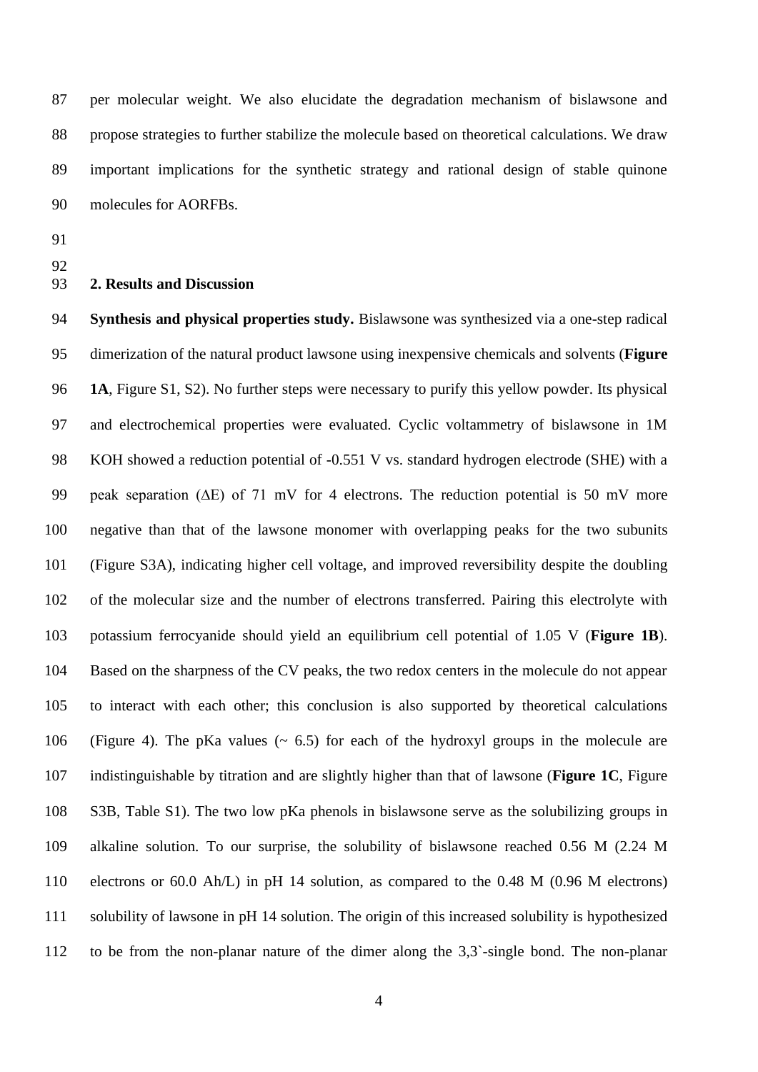per molecular weight. We also elucidate the degradation mechanism of bislawsone and propose strategies to further stabilize the molecule based on theoretical calculations. We draw important implications for the synthetic strategy and rational design of stable quinone molecules for AORFBs.

## 2. Results and Discussion

**Synthesis and physical properties study.** Bislawsone was synthesized via a one-step radical dimerization of the natural product lawsone using inexpensive chemicals and solvents (**Figure 1A**, Figure S1, S2). No further steps were necessary to purify this yellow powder. Its physical and electrochemical properties were evaluated. Cyclic voltammetry of bislawsone in 1M KOH showed a reduction potential of -0.551 V vs. standard hydrogen electrode (SHE) with a peak separation ($\Delta$E) of 71 mV for 4 electrons. The reduction potential is 50 mV more negative than that of the lawsone monomer with overlapping peaks for the two subunits (Figure S3A), indicating higher cell voltage, and improved reversibility despite the doubling of the molecular size and the number of electrons transferred. Pairing this electrolyte with potassium ferrocyanide should yield an equilibrium cell potential of 1.05 V (**Figure 1B**). Based on the sharpness of the CV peaks, the two redox centers in the molecule do not appear to interact with each other; this conclusion is also supported by theoretical calculations (Figure 4). The pKa values (~ 6.5) for each of the hydroxyl groups in the molecule are indistinguishable by titration and are slightly higher than that of lawsone (**Figure 1C**, Figure S3B, Table S1). The two low pKa phenols in bislawsone serve as the solubilizing groups in alkaline solution. To our surprise, the solubility of bislawsone reached 0.56 M (2.24 M electrons or 60.0 Ah/L) in pH 14 solution, as compared to the 0.48 M (0.96 M electrons) solubility of lawsone in pH 14 solution. The origin of this increased solubility is hypothesized to be from the non-planar nature of the dimer along the 3,3`-single bond. The non-planar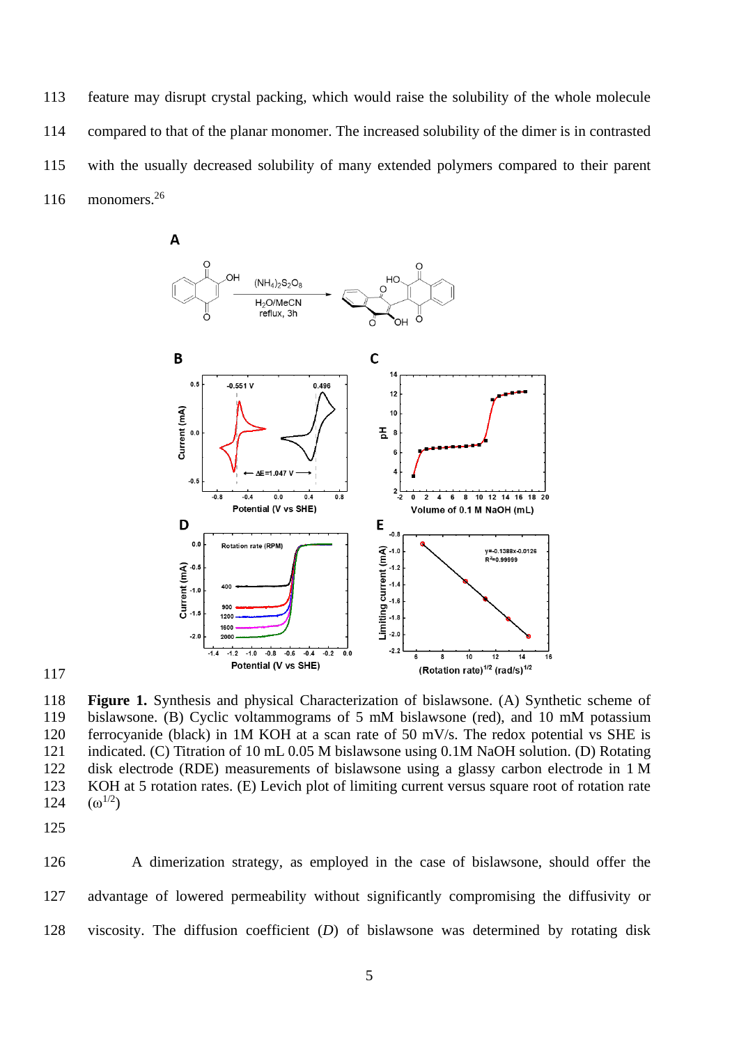feature may disrupt crystal packing, which would raise the solubility of the whole molecule compared to that of the planar monomer. The increased solubility of the dimer is in contrasted with the usually decreased solubility of many extended polymers compared to their parent monomers.[26]

**Figure 1.** Synthesis and physical Characterization of bislawsone. (A) Synthetic scheme of bislawsone. (B) Cyclic voltammograms of 5 mM bislawsone (red), and 10 mM potassium ferrocyanide (black) in 1M KOH at a scan rate of 50 mV/s. The redox potential vs SHE is indicated. (C) Titration of 10 mL 0.05 M bislawsone using 0.1M NaOH solution. (D) Rotating disk electrode (RDE) measurements of bislawsone using a glassy carbon electrode in 1 M KOH at 5 rotation rates. (E) Levich plot of limiting current versus square root of rotation rate ($\omega^{1/2}$)

A dimerization strategy, as employed in the case of bislawsone, should offer the advantage of lowered permeability without significantly compromising the diffusivity or viscosity. The diffusion coefficient ($D$) of bislawsone was determined by rotating disk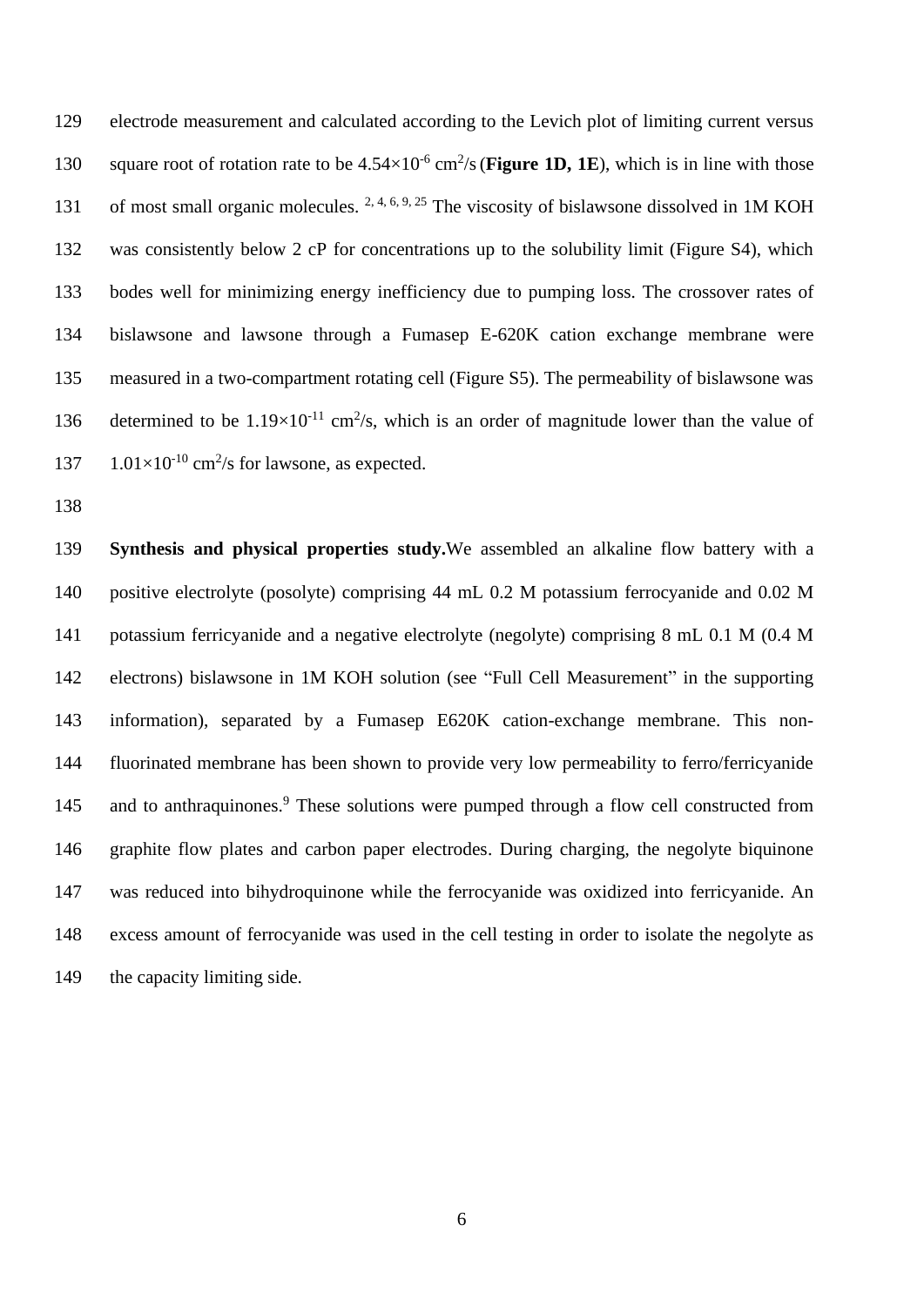electrode measurement and calculated according to the Levich plot of limiting current versus square root of rotation rate to be $4.54\times10^{-6}$ $cm^2/s$ (**Figure 1D, 1E**), which is in line with those of most small organic molecules. [2, 4, 6, 9, 25] The viscosity of bislawsone dissolved in 1M KOH was consistently below 2 cP for concentrations up to the solubility limit (Figure S4), which bodes well for minimizing energy inefficiency due to pumping loss. The crossover rates of bislawsone and lawsone through a Fumasep E-620K cation exchange membrane were measured in a two-compartment rotating cell (Figure S5). The permeability of bislawsone was determined to be $1.19\times10^{-11}$ $cm^2/s$, which is an order of magnitude lower than the value of $1.01\times10^{-10}$ $cm^2/s$ for lawsone, as expected.

**Synthesis and physical properties study.**We assembled an alkaline flow battery with a positive electrolyte (posolyte) comprising 44 mL 0.2 M potassium ferrocyanide and 0.02 M potassium ferricyanide and a negative electrolyte (negolyte) comprising 8 mL 0.1 M (0.4 M electrons) bislawsone in 1M KOH solution (see "Full Cell Measurement" in the supporting information), separated by a Fumasep E620K cation-exchange membrane. This non-fluorinated membrane has been shown to provide very low permeability to ferro/ferricyanide and to anthraquinones.[9] These solutions were pumped through a flow cell constructed from graphite flow plates and carbon paper electrodes. During charging, the negolyte biquinone was reduced into bihydroquinone while the ferrocyanide was oxidized into ferricyanide. An excess amount of ferrocyanide was used in the cell testing in order to isolate the negolyte as the capacity limiting side.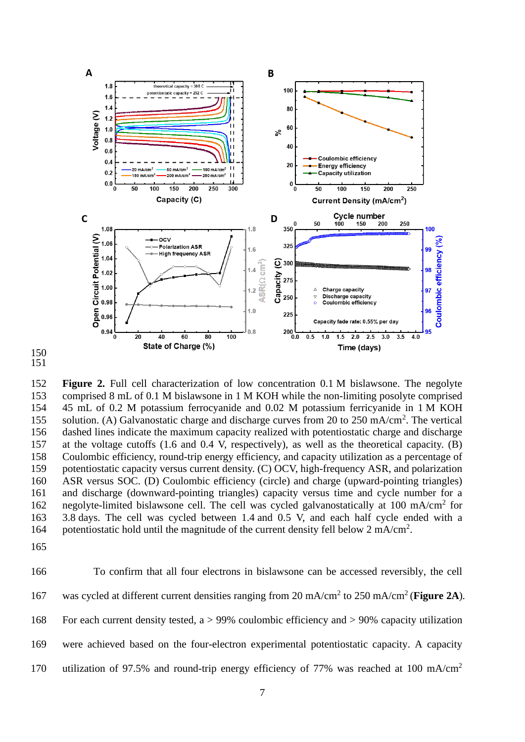**Figure 2.** Full cell characterization of low concentration 0.1 M bislawsone. The negolyte comprised 8 mL of 0.1 M bislawsone in 1 M KOH while the non-limiting posolyte comprised 45 mL of 0.2 M potassium ferrocyanide and 0.02 M potassium ferricyanide in 1 M KOH solution. (A) Galvanostatic charge and discharge curves from 20 to 250 mA/cm$^2$. The vertical dashed lines indicate the maximum capacity realized with potentiostatic charge and discharge at the voltage cutoffs (1.6 and 0.4 V, respectively), as well as the theoretical capacity. (B) Coulombic efficiency, round-trip energy efficiency, and capacity utilization as a percentage of potentiostatic capacity versus current density. (C) OCV, high-frequency ASR, and polarization ASR versus SOC. (D) Coulombic efficiency (circle) and charge (upward-pointing triangles) and discharge (downward-pointing triangles) capacity versus time and cycle number for a negolyte-limited bislawsone cell. The cell was cycled galvanostatically at 100 mA/cm$^2$ for 3.8 days. The cell was cycled between 1.4 and 0.5 V, and each half cycle ended with a potentiostatic hold until the magnitude of the current density fell below 2 mA/cm$^2$.

To confirm that all four electrons in bislawsone can be accessed reversibly, the cell was cycled at different current densities ranging from 20 mA/cm$^2$ to 250 mA/cm$^2$ (**Figure 2A**). For each current density tested, a > 99% coulombic efficiency and > 90% capacity utilization were achieved based on the four-electron experimental potentiostatic capacity. A capacity utilization of 97.5% and round-trip energy efficiency of 77% was reached at 100 mA/cm$^2$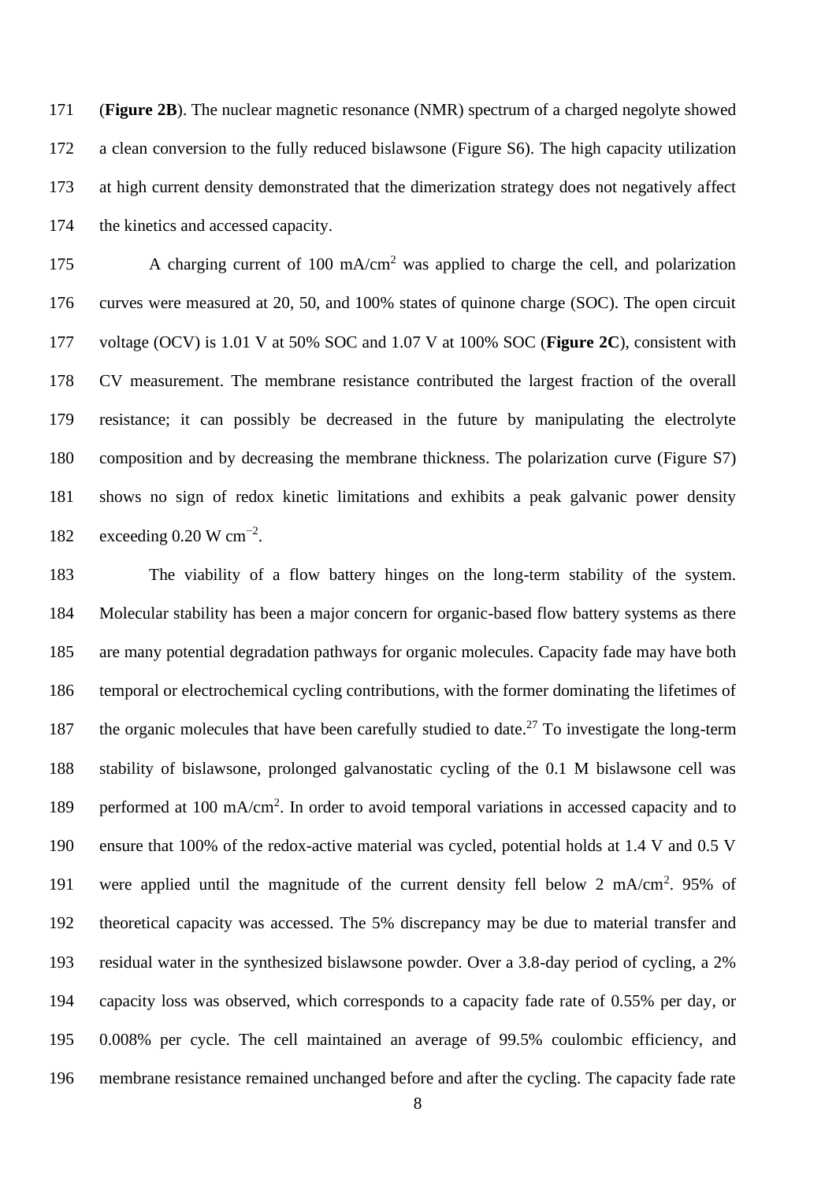(**Figure 2B**). The nuclear magnetic resonance (NMR) spectrum of a charged negolyte showed a clean conversion to the fully reduced bislawsone (Figure S6). The high capacity utilization at high current density demonstrated that the dimerization strategy does not negatively affect the kinetics and accessed capacity.

A charging current of 100 mA/cm$^2$ was applied to charge the cell, and polarization curves were measured at 20, 50, and 100% states of quinone charge (SOC). The open circuit voltage (OCV) is 1.01 V at 50% SOC and 1.07 V at 100% SOC (**Figure 2C**), consistent with CV measurement. The membrane resistance contributed the largest fraction of the overall resistance; it can possibly be decreased in the future by manipulating the electrolyte composition and by decreasing the membrane thickness. The polarization curve (Figure S7) shows no sign of redox kinetic limitations and exhibits a peak galvanic power density exceeding 0.20 W cm$^{-2}$.

The viability of a flow battery hinges on the long-term stability of the system. Molecular stability has been a major concern for organic-based flow battery systems as there are many potential degradation pathways for organic molecules. Capacity fade may have both temporal or electrochemical cycling contributions, with the former dominating the lifetimes of the organic molecules that have been carefully studied to date.[27] To investigate the long-term stability of bislawsone, prolonged galvanostatic cycling of the 0.1 M bislawsone cell was performed at 100 mA/cm$^2$. In order to avoid temporal variations in accessed capacity and to ensure that 100% of the redox-active material was cycled, potential holds at 1.4 V and 0.5 V were applied until the magnitude of the current density fell below 2 mA/cm$^2$. 95% of theoretical capacity was accessed. The 5% discrepancy may be due to material transfer and residual water in the synthesized bislawsone powder. Over a 3.8-day period of cycling, a 2% capacity loss was observed, which corresponds to a capacity fade rate of 0.55% per day, or 0.008% per cycle. The cell maintained an average of 99.5% coulombic efficiency, and membrane resistance remained unchanged before and after the cycling. The capacity fade rate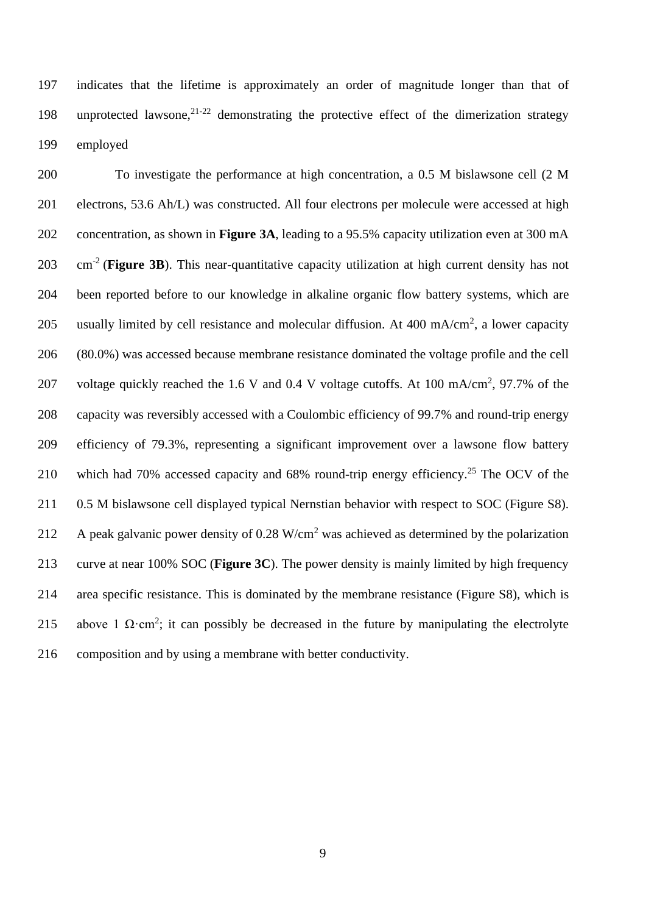indicates that the lifetime is approximately an order of magnitude longer than that of unprotected lawsone,[21-22] demonstrating the protective effect of the dimerization strategy employed

To investigate the performance at high concentration, a 0.5 M bislawsone cell (2 M electrons, 53.6 Ah/L) was constructed. All four electrons per molecule were accessed at high concentration, as shown in **Figure 3A**, leading to a 95.5% capacity utilization even at 300 mA $cm^{-2}$ (**Figure 3B**). This near-quantitative capacity utilization at high current density has not been reported before to our knowledge in alkaline organic flow battery systems, which are usually limited by cell resistance and molecular diffusion. At 400 $mA/cm^2$, a lower capacity (80.0%) was accessed because membrane resistance dominated the voltage profile and the cell voltage quickly reached the 1.6 V and 0.4 V voltage cutoffs. At 100 $mA/cm^2$, 97.7% of the capacity was reversibly accessed with a Coulombic efficiency of 99.7% and round-trip energy efficiency of 79.3%, representing a significant improvement over a lawsone flow battery which had 70% accessed capacity and 68% round-trip energy efficiency.[25] The OCV of the 0.5 M bislawsone cell displayed typical Nernstian behavior with respect to SOC (Figure S8). A peak galvanic power density of 0.28 $W/cm^2$ was achieved as determined by the polarization curve at near 100% SOC (**Figure 3C**). The power density is mainly limited by high frequency area specific resistance. This is dominated by the membrane resistance (Figure S8), which is above 1 $\Omega \cdot cm^2$; it can possibly be decreased in the future by manipulating the electrolyte composition and by using a membrane with better conductivity.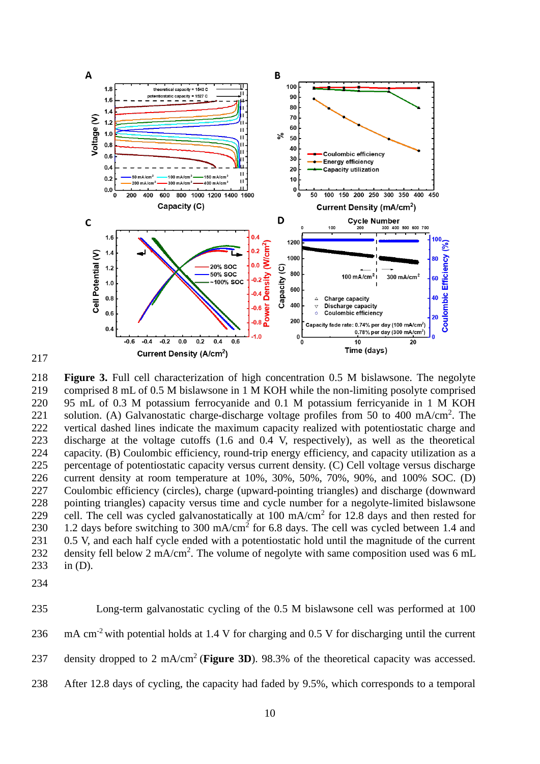**Figure 3.** Full cell characterization of high concentration 0.5 M bislawsone. The negolyte comprised 8 mL of 0.5 M bislawsone in 1 M KOH while the non-limiting posolyte comprised 95 mL of 0.3 M potassium ferrocyanide and 0.1 M potassium ferricyanide in 1 M KOH solution. (A) Galvanostatic charge-discharge voltage profiles from 50 to 400 mA/cm$^2$. The vertical dashed lines indicate the maximum capacity realized with potentiostatic charge and discharge at the voltage cutoffs (1.6 and 0.4 V, respectively), as well as the theoretical capacity. (B) Coulombic efficiency, round-trip energy efficiency, and capacity utilization as a percentage of potentiostatic capacity versus current density. (C) Cell voltage versus discharge current density at room temperature at 10%, 30%, 50%, 70%, 90%, and 100% SOC. (D) Coulombic efficiency (circles), charge (upward-pointing triangles) and discharge (downward pointing triangles) capacity versus time and cycle number for a negolyte-limited bislawsone cell. The cell was cycled galvanostatically at 100 mA/cm$^2$ for 12.8 days and then rested for 1.2 days before switching to 300 mA/cm$^2$ for 6.8 days. The cell was cycled between 1.4 and 0.5 V, and each half cycle ended with a potentiostatic hold until the magnitude of the current density fell below 2 mA/cm$^2$. The volume of negolyte with same composition used was 6 mL in (D).

Long-term galvanostatic cycling of the 0.5 M bislawsone cell was performed at 100 mA cm$^{-2}$ with potential holds at 1.4 V for charging and 0.5 V for discharging until the current density dropped to 2 mA/cm$^2$ (**Figure 3D**). 98.3% of the theoretical capacity was accessed. After 12.8 days of cycling, the capacity had faded by 9.5%, which corresponds to a temporal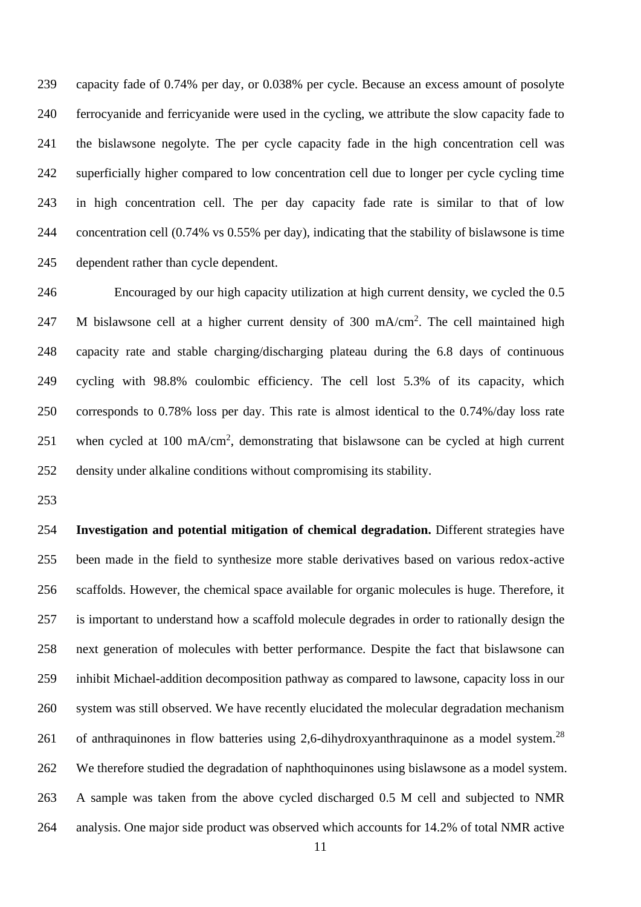capacity fade of 0.74% per day, or 0.038% per cycle. Because an excess amount of posolyte ferrocyanide and ferricyanide were used in the cycling, we attribute the slow capacity fade to the bislawsone negolyte. The per cycle capacity fade in the high concentration cell was superficially higher compared to low concentration cell due to longer per cycle cycling time in high concentration cell. The per day capacity fade rate is similar to that of low concentration cell (0.74% vs 0.55% per day), indicating that the stability of bislawsone is time dependent rather than cycle dependent.

Encouraged by our high capacity utilization at high current density, we cycled the 0.5 M bislawsone cell at a higher current density of 300 $mA/cm^2$. The cell maintained high capacity rate and stable charging/discharging plateau during the 6.8 days of continuous cycling with 98.8% coulombic efficiency. The cell lost 5.3% of its capacity, which corresponds to 0.78% loss per day. This rate is almost identical to the 0.74%/day loss rate when cycled at 100 $mA/cm^2$, demonstrating that bislawsone can be cycled at high current density under alkaline conditions without compromising its stability.

**Investigation and potential mitigation of chemical degradation.** Different strategies have been made in the field to synthesize more stable derivatives based on various redox-active scaffolds. However, the chemical space available for organic molecules is huge. Therefore, it is important to understand how a scaffold molecule degrades in order to rationally design the next generation of molecules with better performance. Despite the fact that bislawsone can inhibit Michael-addition decomposition pathway as compared to lawsone, capacity loss in our system was still observed. We have recently elucidated the molecular degradation mechanism of anthraquinones in flow batteries using 2,6-dihydroxyanthraquinone as a model system.[28] We therefore studied the degradation of naphthoquinones using bislawsone as a model system. A sample was taken from the above cycled discharged 0.5 M cell and subjected to NMR analysis. One major side product was observed which accounts for 14.2% of total NMR active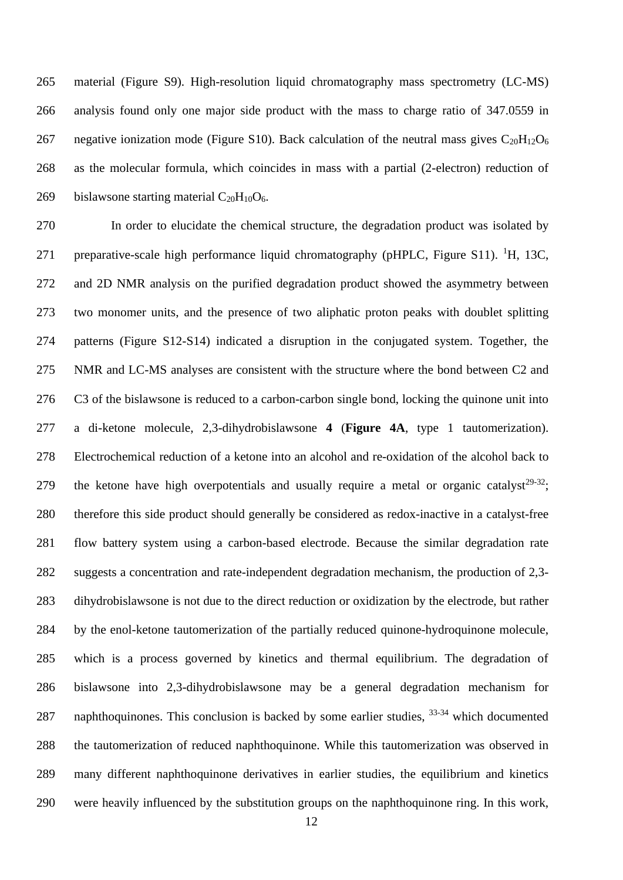material (Figure S9). High-resolution liquid chromatography mass spectrometry (LC-MS) analysis found only one major side product with the mass to charge ratio of 347.0559 in negative ionization mode (Figure S10). Back calculation of the neutral mass gives $C_{20}H_{12}O_6$ as the molecular formula, which coincides in mass with a partial (2-electron) reduction of bislawsone starting material $C_{20}H_{10}O_6$.

In order to elucidate the chemical structure, the degradation product was isolated by preparative-scale high performance liquid chromatography (pHPLC, Figure S11). $^1$H, 13C, and 2D NMR analysis on the purified degradation product showed the asymmetry between two monomer units, and the presence of two aliphatic proton peaks with doublet splitting patterns (Figure S12-S14) indicated a disruption in the conjugated system. Together, the NMR and LC-MS analyses are consistent with the structure where the bond between C2 and C3 of the bislawsone is reduced to a carbon-carbon single bond, locking the quinone unit into a di-ketone molecule, 2,3-dihydrobislawsone **4** (**Figure 4A**, type 1 tautomerization). Electrochemical reduction of a ketone into an alcohol and re-oxidation of the alcohol back to the ketone have high overpotentials and usually require a metal or organic catalyst[29-32]; therefore this side product should generally be considered as redox-inactive in a catalyst-free flow battery system using a carbon-based electrode. Because the similar degradation rate suggests a concentration and rate-independent degradation mechanism, the production of 2,3-dihydrobislawsone is not due to the direct reduction or oxidization by the electrode, but rather by the enol-ketone tautomerization of the partially reduced quinone-hydroquinone molecule, which is a process governed by kinetics and thermal equilibrium. The degradation of bislawsone into 2,3-dihydrobislawsone may be a general degradation mechanism for naphthoquinones. This conclusion is backed by some earlier studies, [33-34] which documented the tautomerization of reduced naphthoquinone. While this tautomerization was observed in many different naphthoquinone derivatives in earlier studies, the equilibrium and kinetics were heavily influenced by the substitution groups on the naphthoquinone ring. In this work,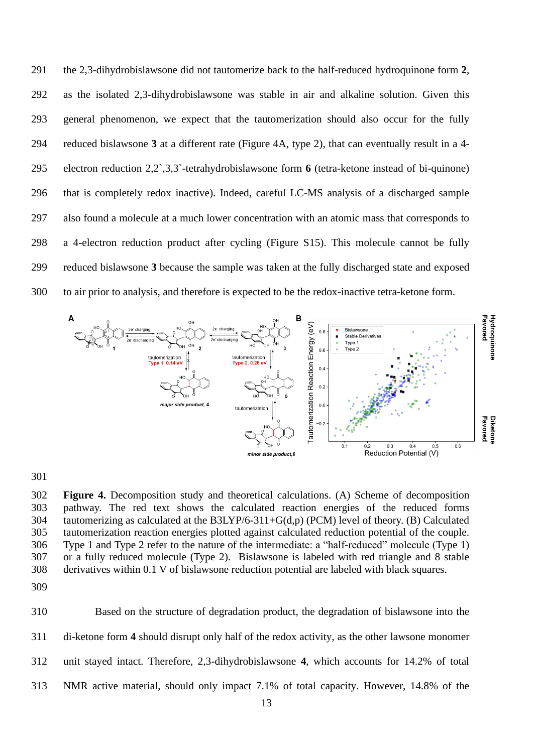the 2,3-dihydrobislawsone did not tautomerize back to the half-reduced hydroquinone form **2**, as the isolated 2,3-dihydrobislawsone was stable in air and alkaline solution. Given this general phenomenon, we expect that the tautomerization should also occur for the fully reduced bislawsone **3** at a different rate (Figure 4A, type 2), that can eventually result in a 4-electron reduction 2,2`,3,3`-tetrahydrobislawsone form **6** (tetra-ketone instead of bi-quinone) that is completely redox inactive). Indeed, careful LC-MS analysis of a discharged sample also found a molecule at a much lower concentration with an atomic mass that corresponds to a 4-electron reduction product after cycling (Figure S15). This molecule cannot be fully reduced bislawsone **3** because the sample was taken at the fully discharged state and exposed to air prior to analysis, and therefore is expected to be the redox-inactive tetra-ketone form.

**Figure 4.** Decomposition study and theoretical calculations. (A) Scheme of decomposition pathway. The red text shows the calculated reaction energies of the reduced forms tautomerizing as calculated at the B3LYP/6-311+G(d,p) (PCM) level of theory. (B) Calculated tautomerization reaction energies plotted against calculated reduction potential of the couple. Type 1 and Type 2 refer to the nature of the intermediate: a "half-reduced" molecule (Type 1) or a fully reduced molecule (Type 2). Bislawsone is labeled with red triangle and 8 stable derivatives within 0.1 V of bislawsone reduction potential are labeled with black squares.

Based on the structure of degradation product, the degradation of bislawsone into the di-ketone form **4** should disrupt only half of the redox activity, as the other lawsone monomer unit stayed intact. Therefore, 2,3-dihydrobislawsone **4**, which accounts for 14.2% of total NMR active material, should only impact 7.1% of total capacity. However, 14.8% of the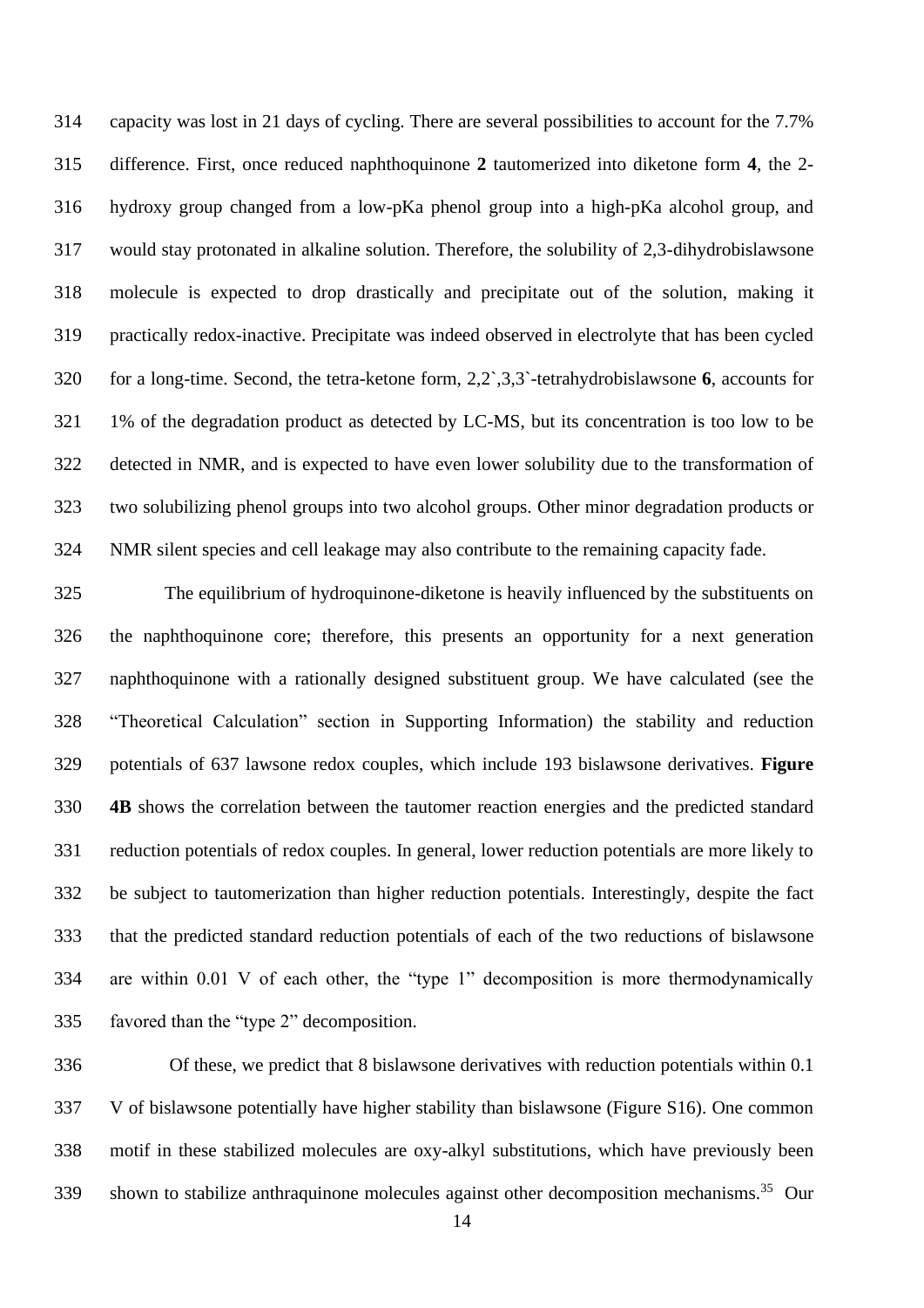capacity was lost in 21 days of cycling. There are several possibilities to account for the 7.7% difference. First, once reduced naphthoquinone **2** tautomerized into diketone form **4**, the 2-hydroxy group changed from a low-pKa phenol group into a high-pKa alcohol group, and would stay protonated in alkaline solution. Therefore, the solubility of 2,3-dihydrobislawsone molecule is expected to drop drastically and precipitate out of the solution, making it practically redox-inactive. Precipitate was indeed observed in electrolyte that has been cycled for a long-time. Second, the tetra-ketone form, 2,2`,3,3`-tetrahydrobislawsone **6**, accounts for 1% of the degradation product as detected by LC-MS, but its concentration is too low to be detected in NMR, and is expected to have even lower solubility due to the transformation of two solubilizing phenol groups into two alcohol groups. Other minor degradation products or NMR silent species and cell leakage may also contribute to the remaining capacity fade.

The equilibrium of hydroquinone-diketone is heavily influenced by the substituents on the naphthoquinone core; therefore, this presents an opportunity for a next generation naphthoquinone with a rationally designed substituent group. We have calculated (see the "Theoretical Calculation" section in Supporting Information) the stability and reduction potentials of 637 lawsone redox couples, which include 193 bislawsone derivatives. **Figure 4B** shows the correlation between the tautomer reaction energies and the predicted standard reduction potentials of redox couples. In general, lower reduction potentials are more likely to be subject to tautomerization than higher reduction potentials. Interestingly, despite the fact that the predicted standard reduction potentials of each of the two reductions of bislawsone are within 0.01 V of each other, the "type 1" decomposition is more thermodynamically favored than the "type 2" decomposition.

Of these, we predict that 8 bislawsone derivatives with reduction potentials within 0.1 V of bislawsone potentially have higher stability than bislawsone (Figure S16). One common motif in these stabilized molecules are oxy-alkyl substitutions, which have previously been shown to stabilize anthraquinone molecules against other decomposition mechanisms.[35] Our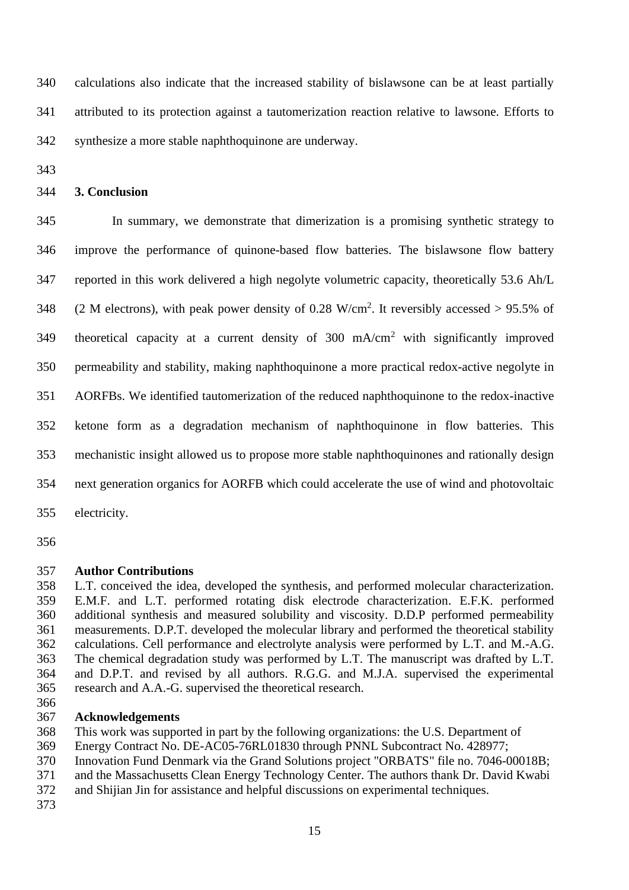calculations also indicate that the increased stability of bislawsone can be at least partially attributed to its protection against a tautomerization reaction relative to lawsone. Efforts to synthesize a more stable naphthoquinone are underway.

## 3. Conclusion

In summary, we demonstrate that dimerization is a promising synthetic strategy to improve the performance of quinone-based flow batteries. The bislawsone flow battery reported in this work delivered a high negolyte volumetric capacity, theoretically 53.6 Ah/L (2 M electrons), with peak power density of 0.28 W/cm$^2$. It reversibly accessed > 95.5% of theoretical capacity at a current density of 300 mA/cm$^2$ with significantly improved permeability and stability, making naphthoquinone a more practical redox-active negolyte in AORFBs. We identified tautomerization of the reduced naphthoquinone to the redox-inactive ketone form as a degradation mechanism of naphthoquinone in flow batteries. This mechanistic insight allowed us to propose more stable naphthoquinones and rationally design next generation organics for AORFB which could accelerate the use of wind and photovoltaic electricity.

**Author Contributions**

L.T. conceived the idea, developed the synthesis, and performed molecular characterization. E.M.F. and L.T. performed rotating disk electrode characterization. E.F.K. performed additional synthesis and measured solubility and viscosity. D.D.P performed permeability measurements. D.P.T. developed the molecular library and performed the theoretical stability calculations. Cell performance and electrolyte analysis were performed by L.T. and M.-A.G. The chemical degradation study was performed by L.T. The manuscript was drafted by L.T. and D.P.T. and revised by all authors. R.G.G. and M.J.A. supervised the experimental research and A.A.-G. supervised the theoretical research.

**Acknowledgements**

This work was supported in part by the following organizations: the U.S. Department of Energy Contract No. DE-AC05-76RL01830 through PNNL Subcontract No. 428977; Innovation Fund Denmark via the Grand Solutions project "ORBATS" file no. 7046-00018B; and the Massachusetts Clean Energy Technology Center. The authors thank Dr. David Kwabi and Shijian Jin for assistance and helpful discussions on experimental techniques.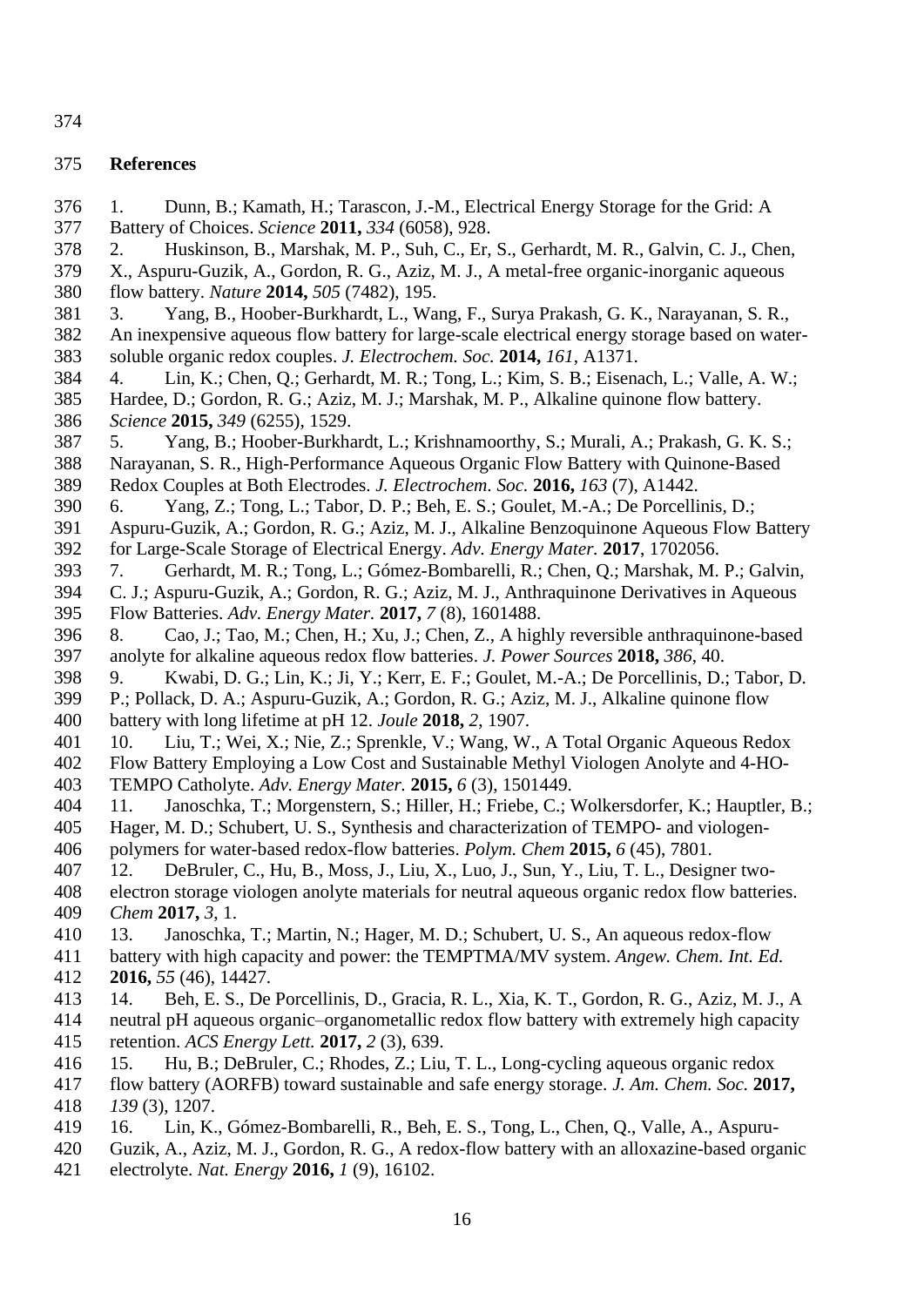## References

1. Dunn, B.; Kamath, H.; Tarascon, J.-M., Electrical Energy Storage for the Grid: A Battery of Choices. *Science* **2011,** *334* (6058), 928.
2. Huskinson, B., Marshak, M. P., Suh, C., Er, S., Gerhardt, M. R., Galvin, C. J., Chen, X., Aspuru-Guzik, A., Gordon, R. G., Aziz, M. J., A metal-free organic-inorganic aqueous flow battery. *Nature* **2014,** *505* (7482), 195.
3. Yang, B., Hoober-Burkhardt, L., Wang, F., Surya Prakash, G. K., Narayanan, S. R., An inexpensive aqueous flow battery for large-scale electrical energy storage based on water-soluble organic redox couples. *J. Electrochem. Soc.* **2014,** *161*, A1371.
4. Lin, K.; Chen, Q.; Gerhardt, M. R.; Tong, L.; Kim, S. B.; Eisenach, L.; Valle, A. W.; Hardee, D.; Gordon, R. G.; Aziz, M. J.; Marshak, M. P., Alkaline quinone flow battery. *Science* **2015,** *349* (6255), 1529.
5. Yang, B.; Hoober-Burkhardt, L.; Krishnamoorthy, S.; Murali, A.; Prakash, G. K. S.; Narayanan, S. R., High-Performance Aqueous Organic Flow Battery with Quinone-Based Redox Couples at Both Electrodes. *J. Electrochem. Soc.* **2016,** *163* (7), A1442.
6. Yang, Z.; Tong, L.; Tabor, D. P.; Beh, E. S.; Goulet, M.-A.; De Porcellinis, D.; Aspuru-Guzik, A.; Gordon, R. G.; Aziz, M. J., Alkaline Benzoquinone Aqueous Flow Battery for Large-Scale Storage of Electrical Energy. *Adv. Energy Mater.* **2017**, 1702056.
7. Gerhardt, M. R.; Tong, L.; Gómez-Bombarelli, R.; Chen, Q.; Marshak, M. P.; Galvin, C. J.; Aspuru-Guzik, A.; Gordon, R. G.; Aziz, M. J., Anthraquinone Derivatives in Aqueous Flow Batteries. *Adv. Energy Mater.* **2017,** *7* (8), 1601488.
8. Cao, J.; Tao, M.; Chen, H.; Xu, J.; Chen, Z., A highly reversible anthraquinone-based anolyte for alkaline aqueous redox flow batteries. *J. Power Sources* **2018,** *386*, 40.
9. Kwabi, D. G.; Lin, K.; Ji, Y.; Kerr, E. F.; Goulet, M.-A.; De Porcellinis, D.; Tabor, D. P.; Pollack, D. A.; Aspuru-Guzik, A.; Gordon, R. G.; Aziz, M. J., Alkaline quinone flow battery with long lifetime at pH 12. *Joule* **2018,** *2*, 1907.
10. Liu, T.; Wei, X.; Nie, Z.; Sprenkle, V.; Wang, W., A Total Organic Aqueous Redox Flow Battery Employing a Low Cost and Sustainable Methyl Viologen Anolyte and 4-HO-TEMPO Catholyte. *Adv. Energy Mater.* **2015,** *6* (3), 1501449.
11. Janoschka, T.; Morgenstern, S.; Hiller, H.; Friebe, C.; Wolkersdorfer, K.; Hauptler, B.; Hager, M. D.; Schubert, U. S., Synthesis and characterization of TEMPO- and viologen-polymers for water-based redox-flow batteries. *Polym. Chem* **2015,** *6* (45), 7801.
12. DeBruler, C., Hu, B., Moss, J., Liu, X., Luo, J., Sun, Y., Liu, T. L., Designer two-electron storage viologen anolyte materials for neutral aqueous organic redox flow batteries. *Chem* **2017,** *3*, 1.
13. Janoschka, T.; Martin, N.; Hager, M. D.; Schubert, U. S., An aqueous redox-flow battery with high capacity and power: the TEMPTMA/MV system. *Angew. Chem. Int. Ed.* **2016,** *55* (46), 14427.
14. Beh, E. S., De Porcellinis, D., Gracia, R. L., Xia, K. T., Gordon, R. G., Aziz, M. J., A neutral pH aqueous organic–organometallic redox flow battery with extremely high capacity retention. *ACS Energy Lett.* **2017,** *2* (3), 639.
15. Hu, B.; DeBruler, C.; Rhodes, Z.; Liu, T. L., Long-cycling aqueous organic redox flow battery (AORFB) toward sustainable and safe energy storage. *J. Am. Chem. Soc.* **2017,** *139* (3), 1207.
16. Lin, K., Gómez-Bombarelli, R., Beh, E. S., Tong, L., Chen, Q., Valle, A., Aspuru-Guzik, A., Aziz, M. J., Gordon, R. G., A redox-flow battery with an alloxazine-based organic electrolyte. *Nat. Energy* **2016,** *1* (9), 16102.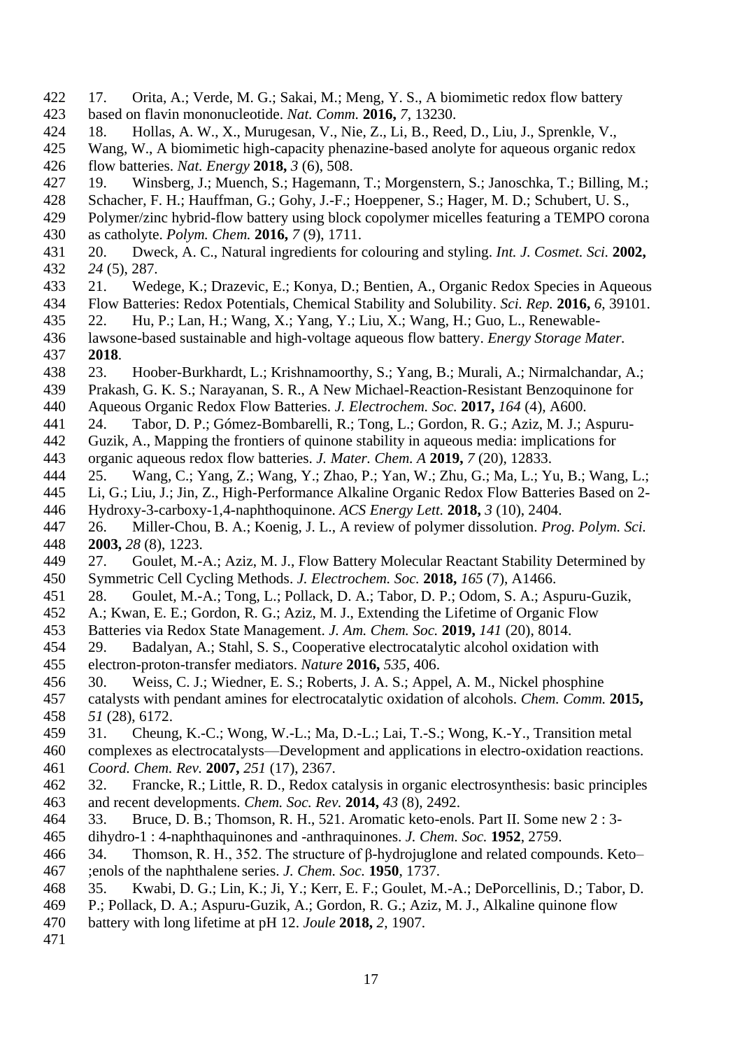17. Orita, A.; Verde, M. G.; Sakai, M.; Meng, Y. S., A biomimetic redox flow battery based on flavin mononucleotide. *Nat. Comm.* **2016,** *7*, 13230.
18. Hollas, A. W., X., Murugesan, V., Nie, Z., Li, B., Reed, D., Liu, J., Sprenkle, V., Wang, W., A biomimetic high-capacity phenazine-based anolyte for aqueous organic redox flow batteries. *Nat. Energy* **2018,** *3* (6), 508.
19. Winsberg, J.; Muench, S.; Hagemann, T.; Morgenstern, S.; Janoschka, T.; Billing, M.; Schacher, F. H.; Hauffman, G.; Gohy, J.-F.; Hoeppener, S.; Hager, M. D.; Schubert, U. S., Polymer/zinc hybrid-flow battery using block copolymer micelles featuring a TEMPO corona as catholyte. *Polym. Chem.* **2016,** *7* (9), 1711.
20. Dweck, A. C., Natural ingredients for colouring and styling. *Int. J. Cosmet. Sci.* **2002,** *24* (5), 287.
21. Wedege, K.; Drazevic, E.; Konya, D.; Bentien, A., Organic Redox Species in Aqueous Flow Batteries: Redox Potentials, Chemical Stability and Solubility. *Sci. Rep.* **2016,** *6*, 39101.
22. Hu, P.; Lan, H.; Wang, X.; Yang, Y.; Liu, X.; Wang, H.; Guo, L., Renewable-lawsone-based sustainable and high-voltage aqueous flow battery. *Energy Storage Mater.* **2018**.
23. Hoober-Burkhardt, L.; Krishnamoorthy, S.; Yang, B.; Murali, A.; Nirmalchandar, A.; Prakash, G. K. S.; Narayanan, S. R., A New Michael-Reaction-Resistant Benzoquinone for Aqueous Organic Redox Flow Batteries. *J. Electrochem. Soc.* **2017,** *164* (4), A600.
24. Tabor, D. P.; Gómez-Bombarelli, R.; Tong, L.; Gordon, R. G.; Aziz, M. J.; Aspuru-Guzik, A., Mapping the frontiers of quinone stability in aqueous media: implications for organic aqueous redox flow batteries. *J. Mater. Chem. A* **2019,** *7* (20), 12833.
25. Wang, C.; Yang, Z.; Wang, Y.; Zhao, P.; Yan, W.; Zhu, G.; Ma, L.; Yu, B.; Wang, L.; Li, G.; Liu, J.; Jin, Z., High-Performance Alkaline Organic Redox Flow Batteries Based on 2-Hydroxy-3-carboxy-1,4-naphthoquinone. *ACS Energy Lett.* **2018,** *3* (10), 2404.
26. Miller-Chou, B. A.; Koenig, J. L., A review of polymer dissolution. *Prog. Polym. Sci.* **2003,** *28* (8), 1223.
27. Goulet, M.-A.; Aziz, M. J., Flow Battery Molecular Reactant Stability Determined by Symmetric Cell Cycling Methods. *J. Electrochem. Soc.* **2018,** *165* (7), A1466.
28. Goulet, M.-A.; Tong, L.; Pollack, D. A.; Tabor, D. P.; Odom, S. A.; Aspuru-Guzik, A.; Kwan, E. E.; Gordon, R. G.; Aziz, M. J., Extending the Lifetime of Organic Flow Batteries via Redox State Management. *J. Am. Chem. Soc.* **2019,** *141* (20), 8014.
29. Badalyan, A.; Stahl, S. S., Cooperative electrocatalytic alcohol oxidation with electron-proton-transfer mediators. *Nature* **2016,** *535*, 406.
30. Weiss, C. J.; Wiedner, E. S.; Roberts, J. A. S.; Appel, A. M., Nickel phosphine catalysts with pendant amines for electrocatalytic oxidation of alcohols. *Chem. Comm.* **2015,** *51* (28), 6172.
31. Cheung, K.-C.; Wong, W.-L.; Ma, D.-L.; Lai, T.-S.; Wong, K.-Y., Transition metal complexes as electrocatalysts—Development and applications in electro-oxidation reactions. *Coord. Chem. Rev.* **2007,** *251* (17), 2367.
32. Francke, R.; Little, R. D., Redox catalysis in organic electrosynthesis: basic principles and recent developments. *Chem. Soc. Rev.* **2014,** *43* (8), 2492.
33. Bruce, D. B.; Thomson, R. H., 521. Aromatic keto-enols. Part II. Some new 2 : 3-dihydro-1 : 4-naphthaquinones and -anthraquinones. *J. Chem. Soc.* **1952**, 2759.
34. Thomson, R. H., 352. The structure of β-hydrojuglone and related compounds. Keto–;enols of the naphthalene series. *J. Chem. Soc.* **1950**, 1737.
35. Kwabi, D. G.; Lin, K.; Ji, Y.; Kerr, E. F.; Goulet, M.-A.; DePorcellinis, D.; Tabor, D. P.; Pollack, D. A.; Aspuru-Guzik, A.; Gordon, R. G.; Aziz, M. J., Alkaline quinone flow battery with long lifetime at pH 12. *Joule* **2018,** *2*, 1907.